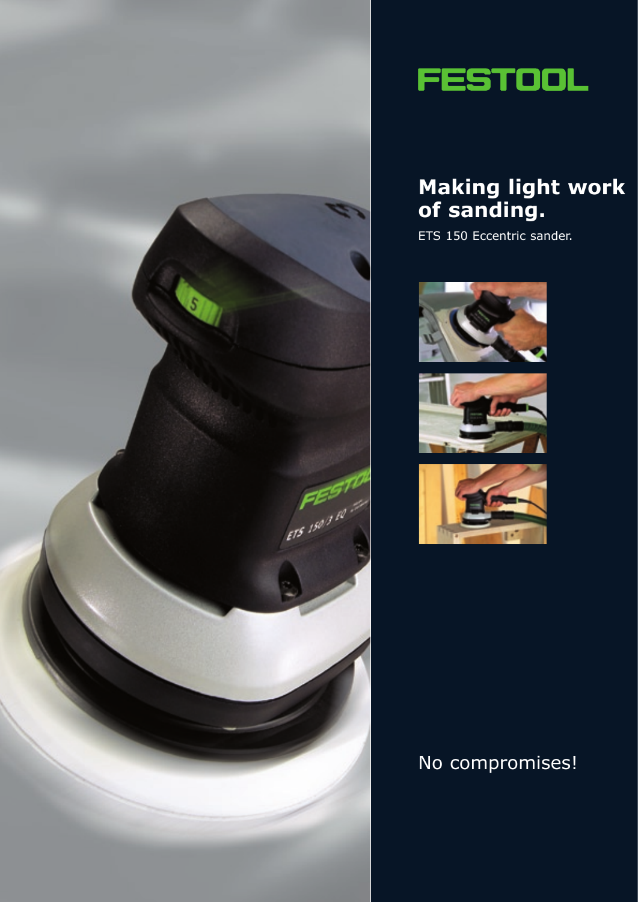FESTOOL

# Making light work of sanding.

ETS 150 Eccentric sander.

No compromises!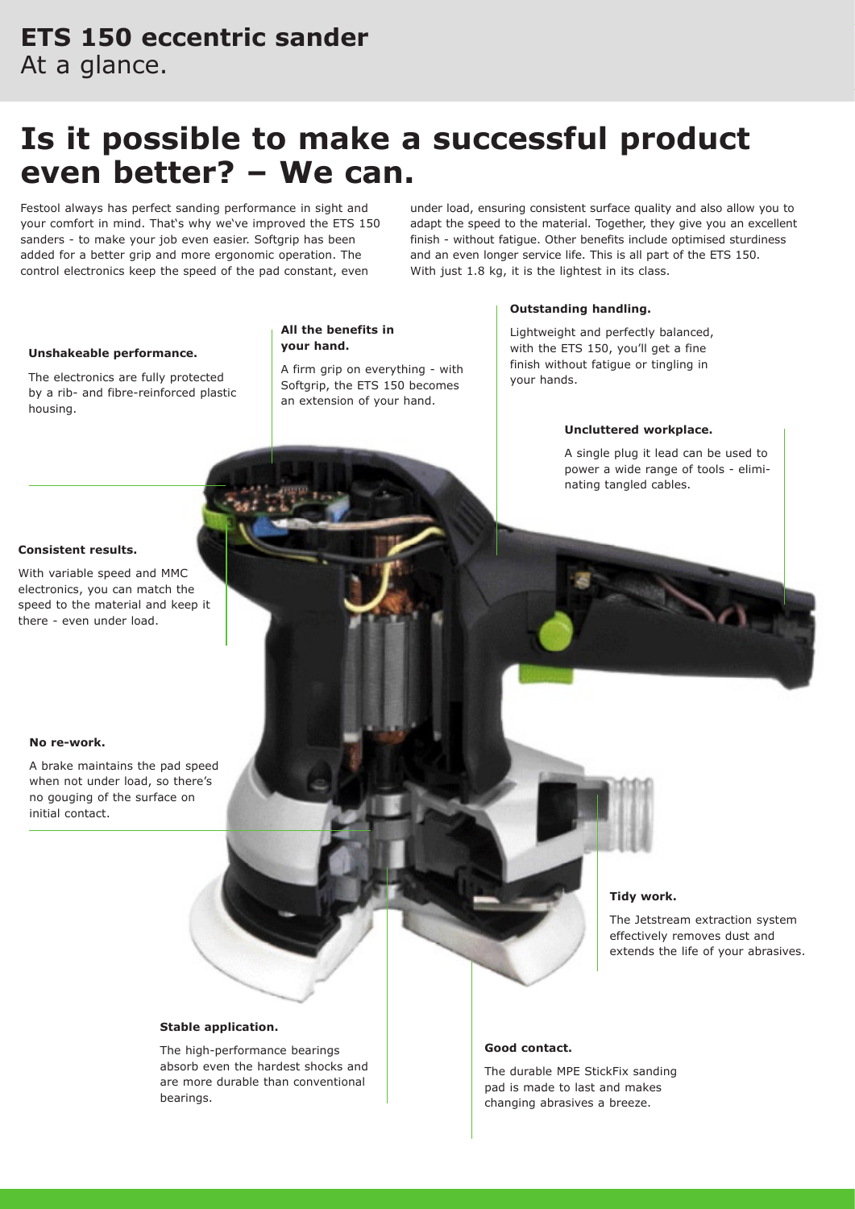# ETS 150 eccentric sander
At a glance.

## Is it possible to make a successful product even better? – We can.

Festool always has perfect sanding performance in sight and your comfort in mind. That's why we've improved the ETS 150 sanders - to make your job even easier. Softgrip has been added for a better grip and more ergonomic operation. The control electronics keep the speed of the pad constant, even under load, ensuring consistent surface quality and also allow you to adapt the speed to the material. Together, they give you an excellent finish - without fatigue. Other benefits include optimised sturdiness and an even longer service life. This is all part of the ETS 150. With just 1.8 kg, it is the lightest in its class.

**Unshakeable performance.**

The electronics are fully protected by a rib- and fibre-reinforced plastic housing.

**All the benefits in your hand.**

A firm grip on everything - with Softgrip, the ETS 150 becomes an extension of your hand.

**Outstanding handling.**

Lightweight and perfectly balanced, with the ETS 150, you'll get a fine finish without fatigue or tingling in your hands.

**Uncluttered workplace.**

A single plug it lead can be used to power a wide range of tools - eliminating tangled cables.

**Consistent results.**

With variable speed and MMC electronics, you can match the speed to the material and keep it there - even under load.

**No re-work.**

A brake maintains the pad speed when not under load, so there's no gouging of the surface on initial contact.

**Tidy work.**

The Jetstream extraction system effectively removes dust and extends the life of your abrasives.

**Stable application.**

The high-performance bearings absorb even the hardest shocks and are more durable than conventional bearings.

**Good contact.**

The durable MPE StickFix sanding pad is made to last and makes changing abrasives a breeze.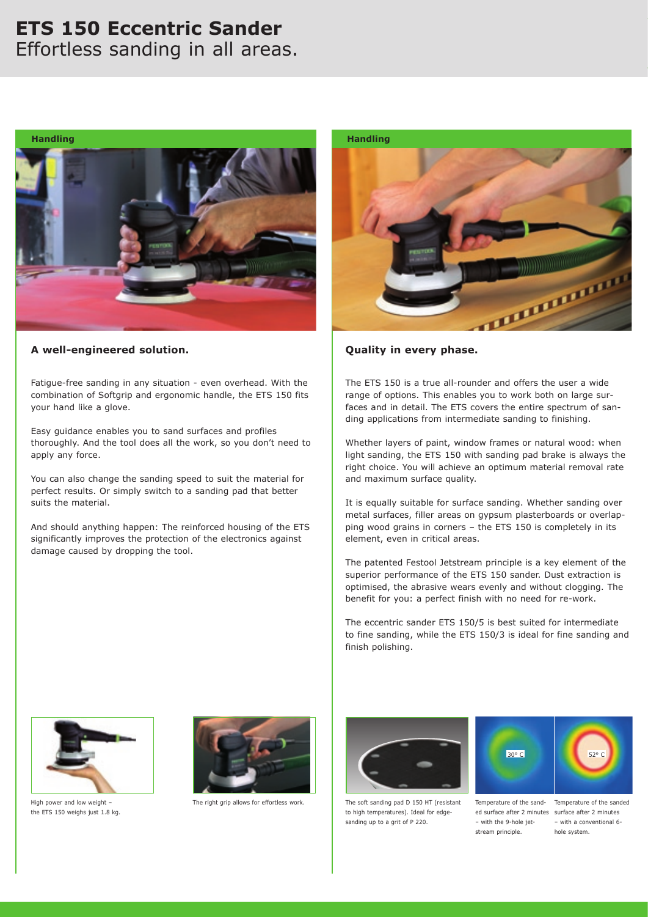# ETS 150 Eccentric Sander
Effortless sanding in all areas.

**Handling**

### A well-engineered solution.

Fatigue-free sanding in any situation - even overhead. With the combination of Softgrip and ergonomic handle, the ETS 150 fits your hand like a glove.

Easy guidance enables you to sand surfaces and profiles thoroughly. And the tool does all the work, so you don't need to apply any force.

You can also change the sanding speed to suit the material for perfect results. Or simply switch to a sanding pad that better suits the material.

And should anything happen: The reinforced housing of the ETS significantly improves the protection of the electronics against damage caused by dropping the tool.

**Handling**

### Quality in every phase.

The ETS 150 is a true all-rounder and offers the user a wide range of options. This enables you to work both on large surfaces and in detail. The ETS covers the entire spectrum of sanding applications from intermediate sanding to finishing.

Whether layers of paint, window frames or natural wood: when light sanding, the ETS 150 with sanding pad brake is always the right choice. You will achieve an optimum material removal rate and maximum surface quality.

It is equally suitable for surface sanding. Whether sanding over metal surfaces, filler areas on gypsum plasterboards or overlapping wood grains in corners – the ETS 150 is completely in its element, even in critical areas.

The patented Festool Jetstream principle is a key element of the superior performance of the ETS 150 sander. Dust extraction is optimised, the abrasive wears evenly and without clogging. The benefit for you: a perfect finish with no need for re-work.

The eccentric sander ETS 150/5 is best suited for intermediate to fine sanding, while the ETS 150/3 is ideal for fine sanding and finish polishing.

High power and low weight – the ETS 150 weighs just 1.8 kg.

The right grip allows for effortless work.

The soft sanding pad D 150 HT (resistant to high temperatures). Ideal for edge-sanding up to a grit of P 220.

30° C

Temperature of the sanded surface after 2 minutes – with the 9-hole jetstream principle.

52° C

Temperature of the sanded surface after 2 minutes – with a conventional 6-hole system.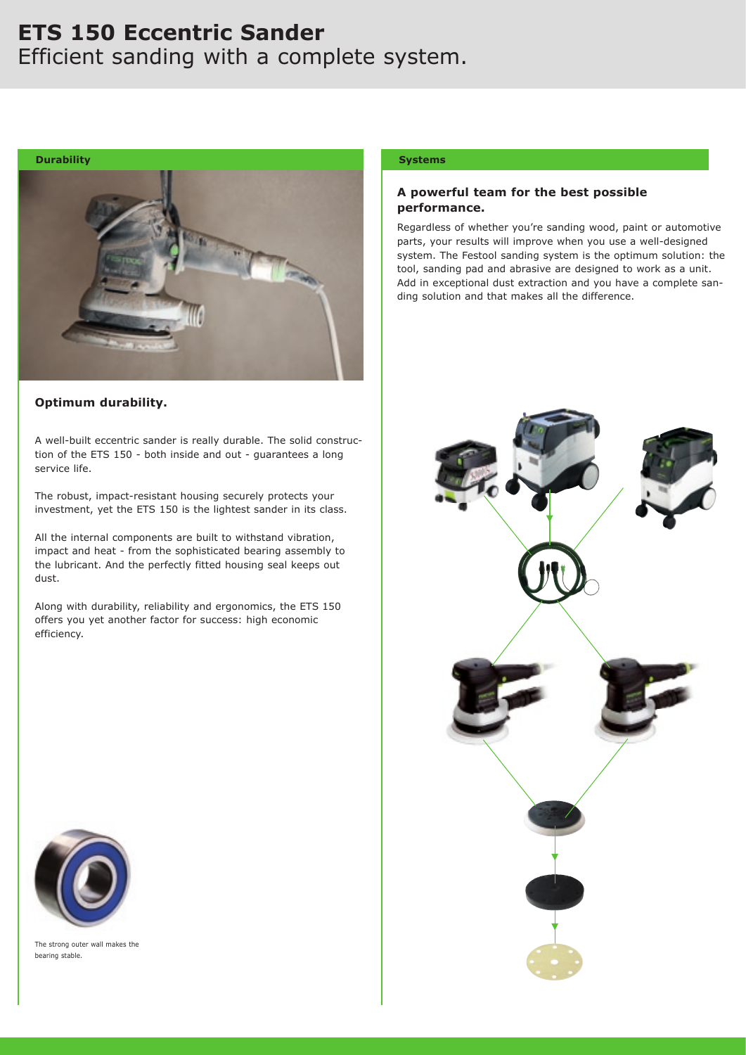# ETS 150 Eccentric Sander

Efficient sanding with a complete system.

**Durability**

## Optimum durability.

A well-built eccentric sander is really durable. The solid construction of the ETS 150 - both inside and out - guarantees a long service life.

The robust, impact-resistant housing securely protects your investment, yet the ETS 150 is the lightest sander in its class.

All the internal components are built to withstand vibration, impact and heat - from the sophisticated bearing assembly to the lubricant. And the perfectly fitted housing seal keeps out dust.

Along with durability, reliability and ergonomics, the ETS 150 offers you yet another factor for success: high economic efficiency.

The strong outer wall makes the bearing stable.

**Systems**

## A powerful team for the best possible performance.

Regardless of whether you're sanding wood, paint or automotive parts, your results will improve when you use a well-designed system. The Festool sanding system is the optimum solution: the tool, sanding pad and abrasive are designed to work as a unit. Add in exceptional dust extraction and you have a complete sanding solution and that makes all the difference.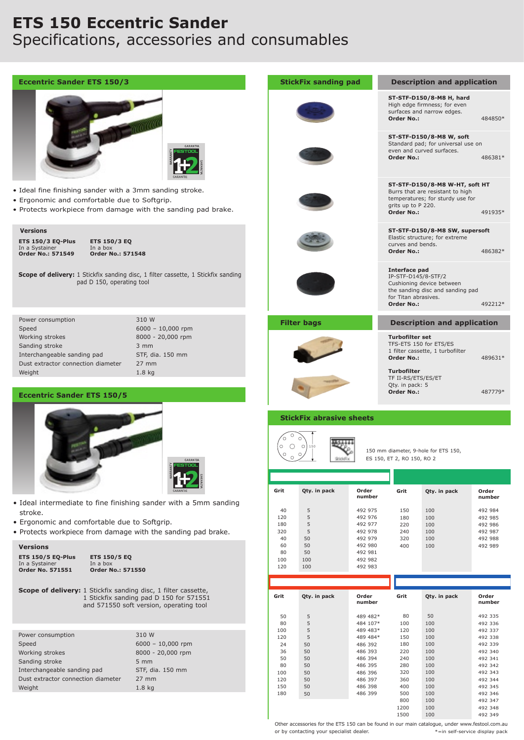# ETS 150 Eccentric Sander
Specifications, accessories and consumables

## Eccentric Sander ETS 150/3

- Ideal fine finishing sander with a 3mm sanding stroke.
- Ergonomic and comfortable due to Softgrip.
- Protects workpiece from damage with the sanding pad brake.

**Versions**

| ETS 150/3 EQ-Plus | ETS 150/3 EQ |
|---|---|
| In a Systainer | In a box |
| **Order No.: 571549** | **Order No.: 571548** |

**Scope of delivery:** 1 Stickfix sanding disc, 1 filter cassette, 1 Stickfix sanding pad D 150, operating tool

| | |
|---|---|
| Power consumption | 310 W |
| Speed | 6000 – 10,000 rpm |
| Working strokes | 8000 - 20,000 rpm |
| Sanding stroke | 3 mm |
| Interchangeable sanding pad | STF, dia. 150 mm |
| Dust extractor connection diameter | 27 mm |
| Weight | 1.8 kg |

## Eccentric Sander ETS 150/5

- Ideal intermediate to fine finishing sander with a 5mm sanding stroke.
- Ergonomic and comfortable due to Softgrip.
- Protects workpiece from damage with the sanding pad brake.

**Versions**

| ETS 150/5 EQ-Plus | ETS 150/5 EQ |
|---|---|
| In a Systainer | In a box |
| **Order No. 571551** | **Order No.: 571550** |

**Scope of delivery:** 1 Stickfix sanding disc, 1 filter cassette, 1 Stickfix sanding pad D 150 for 571551 and 571550 soft version, operating tool

| | |
|---|---|
| Power consumption | 310 W |
| Speed | 6000 – 10,000 rpm |
| Working strokes | 8000 - 20,000 rpm |
| Sanding stroke | 5 mm |
| Interchangeable sanding pad | STF, dia. 150 mm |
| Dust extractor connection diameter | 27 mm |
| Weight | 1.8 kg |

## StickFix sanding pad — Description and application

**ST-STF-D150/8-M8 H, hard**
High edge firmness; for even surfaces and narrow edges.
**Order No.:** 484850*

**ST-STF-D150/8-M8 W, soft**
Standard pad; for universal use on even and curved surfaces.
**Order No.:** 486381*

**ST-STF-D150/8-M8 W-HT, soft HT**
Burrs that are resistant to high temperatures; for sturdy use for grits up to P 220.
**Order No.:** 491935*

**ST-STF-D150/8-M8 SW, supersoft**
Elastic structure; for extreme curves and bends.
**Order No.:** 486382*

**Interface pad**
IP-STF-D145/8-STF/2
Cushioning device between the sanding disc and sanding pad for Titan abrasives.
**Order No.:** 492212*

## Filter bags — Description and application

**Turbofilter set**
TFS-ETS 150 for ETS/ES
1 filter cassette, 1 turbofilter
**Order No.:** 489631*

**Turbofilter**
TF II-RS/ETS/ES/ET
Qty. in pack: 5
**Order No.:** 487779*

## StickFix abrasive sheets

150 mm diameter, 9-hole for ETS 150, ES 150, ET 2, RO 150, RO 2

| Grit | Qty. in pack | Order number |
|---|---|---|
| 40 | 5 | 492 975 |
| 120 | 5 | 492 976 |
| 180 | 5 | 492 977 |
| 320 | 5 | 492 978 |
| 40 | 50 | 492 979 |
| 60 | 50 | 492 980 |
| 80 | 50 | 492 981 |
| 100 | 100 | 492 982 |
| 120 | 100 | 492 983 |

| Grit | Qty. in pack | Order number |
|---|---|---|
| 150 | 100 | 492 984 |
| 180 | 100 | 492 985 |
| 220 | 100 | 492 986 |
| 240 | 100 | 492 987 |
| 320 | 100 | 492 988 |
| 400 | 100 | 492 989 |

| Grit | Qty. in pack | Order number |
|---|---|---|
| 50 | 5 | 489 482* |
| 80 | 5 | 484 107* |
| 100 | 5 | 489 483* |
| 120 | 5 | 489 484* |
| 24 | 50 | 486 392 |
| 36 | 50 | 486 393 |
| 50 | 50 | 486 394 |
| 80 | 50 | 486 395 |
| 100 | 50 | 486 396 |
| 120 | 50 | 486 397 |
| 150 | 50 | 486 398 |
| 180 | 50 | 486 399 |

| Grit | Qty. in pack | Order number |
|---|---|---|
| 80 | 50 | 492 335 |
| 100 | 100 | 492 336 |
| 120 | 100 | 492 337 |
| 150 | 100 | 492 338 |
| 180 | 100 | 492 339 |
| 220 | 100 | 492 340 |
| 240 | 100 | 492 341 |
| 280 | 100 | 492 342 |
| 320 | 100 | 492 343 |
| 360 | 100 | 492 344 |
| 400 | 100 | 492 345 |
| 500 | 100 | 492 346 |
| 800 | 100 | 492 347 |
| 1200 | 100 | 492 348 |
| 1500 | 100 | 492 349 |

Other accessories for the ETS 150 can be found in our main catalogue, under www.festool.com.au or by contacting your specialist dealer.

*=in self-service display pack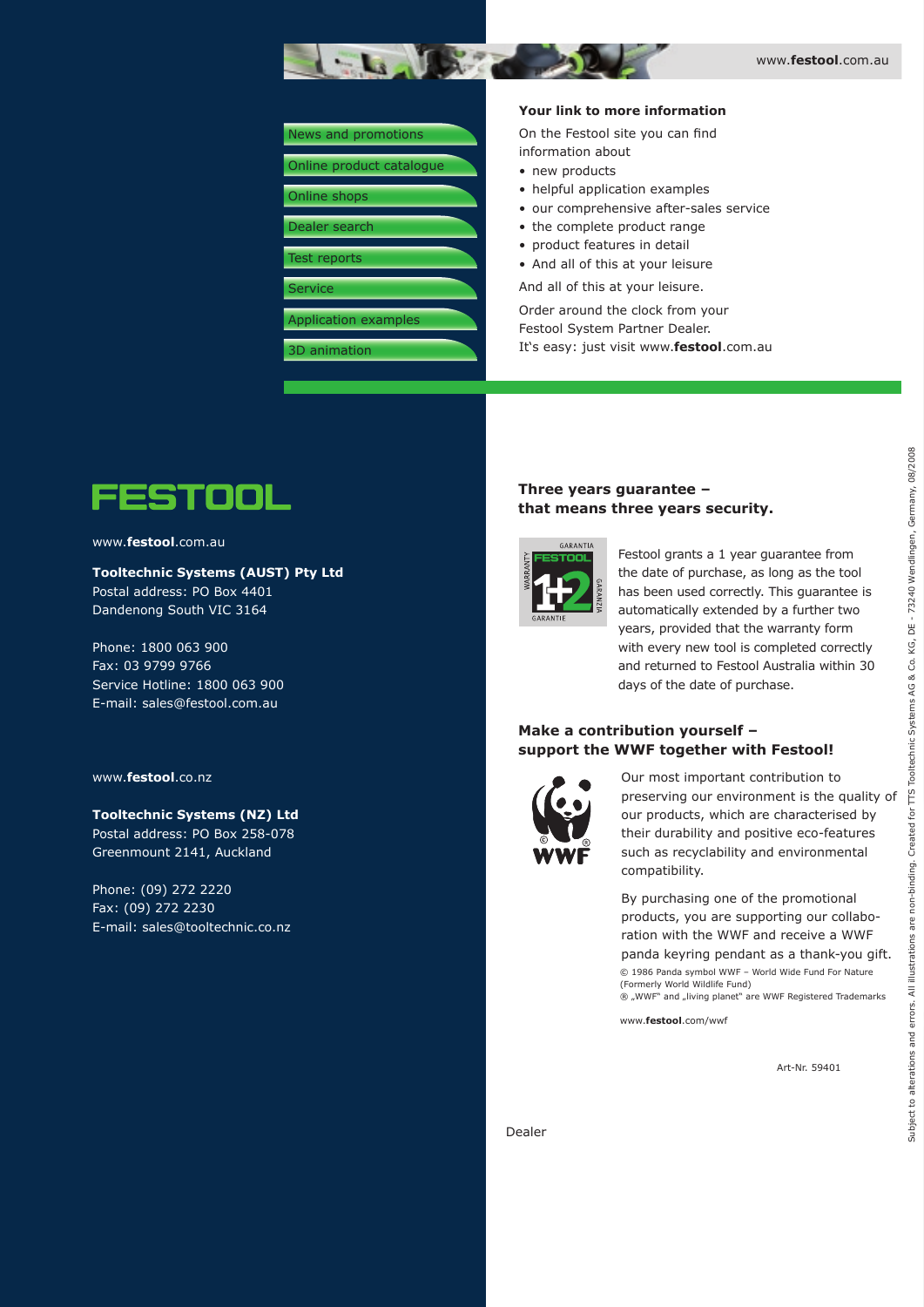www.**festool**.com.au

News and promotions

Online product catalogue

Online shops

Dealer search

Test reports

Service

Application examples

3D animation

**Your link to more information**

On the Festool site you can find information about

- new products
- helpful application examples
- our comprehensive after-sales service
- the complete product range
- product features in detail
- And all of this at your leisure

And all of this at your leisure.

Order around the clock from your Festool System Partner Dealer.
It's easy: just visit www.**festool**.com.au

# FESTOOL

www.**festool**.com.au

**Tooltechnic Systems (AUST) Pty Ltd**
Postal address: PO Box 4401
Dandenong South VIC 3164

Phone: 1800 063 900
Fax: 03 9799 9766
Service Hotline: 1800 063 900
E-mail: sales@festool.com.au

www.**festool**.co.nz

**Tooltechnic Systems (NZ) Ltd**
Postal address: PO Box 258-078
Greenmount 2141, Auckland

Phone: (09) 272 2220
Fax: (09) 272 2230
E-mail: sales@tooltechnic.co.nz

**Three years guarantee –**
**that means three years security.**

GARANTIA
FESTOOL
WARRANTY
1+2
GARANZIA
GARANTIE

Festool grants a 1 year guarantee from the date of purchase, as long as the tool has been used correctly. This guarantee is automatically extended by a further two years, provided that the warranty form with every new tool is completed correctly and returned to Festool Australia within 30 days of the date of purchase.

**Make a contribution yourself –**
**support the WWF together with Festool!**

WWF

Our most important contribution to preserving our environment is the quality of our products, which are characterised by their durability and positive eco-features such as recyclability and environmental compatibility.

By purchasing one of the promotional products, you are supporting our collaboration with the WWF and receive a WWF panda keyring pendant as a thank-you gift.

© 1986 Panda symbol WWF – World Wide Fund For Nature
(Formerly World Wildlife Fund)
® „WWF" and „living planet" are WWF Registered Trademarks

www.**festool**.com/wwf

Art-Nr. 59401

Dealer

Subject to alterations and errors. All illustrations are non-binding. Created for TTS Tooltechnic Systems AG & Co. KG, DE - 73240 Wendlingen, Germany, 08/2008